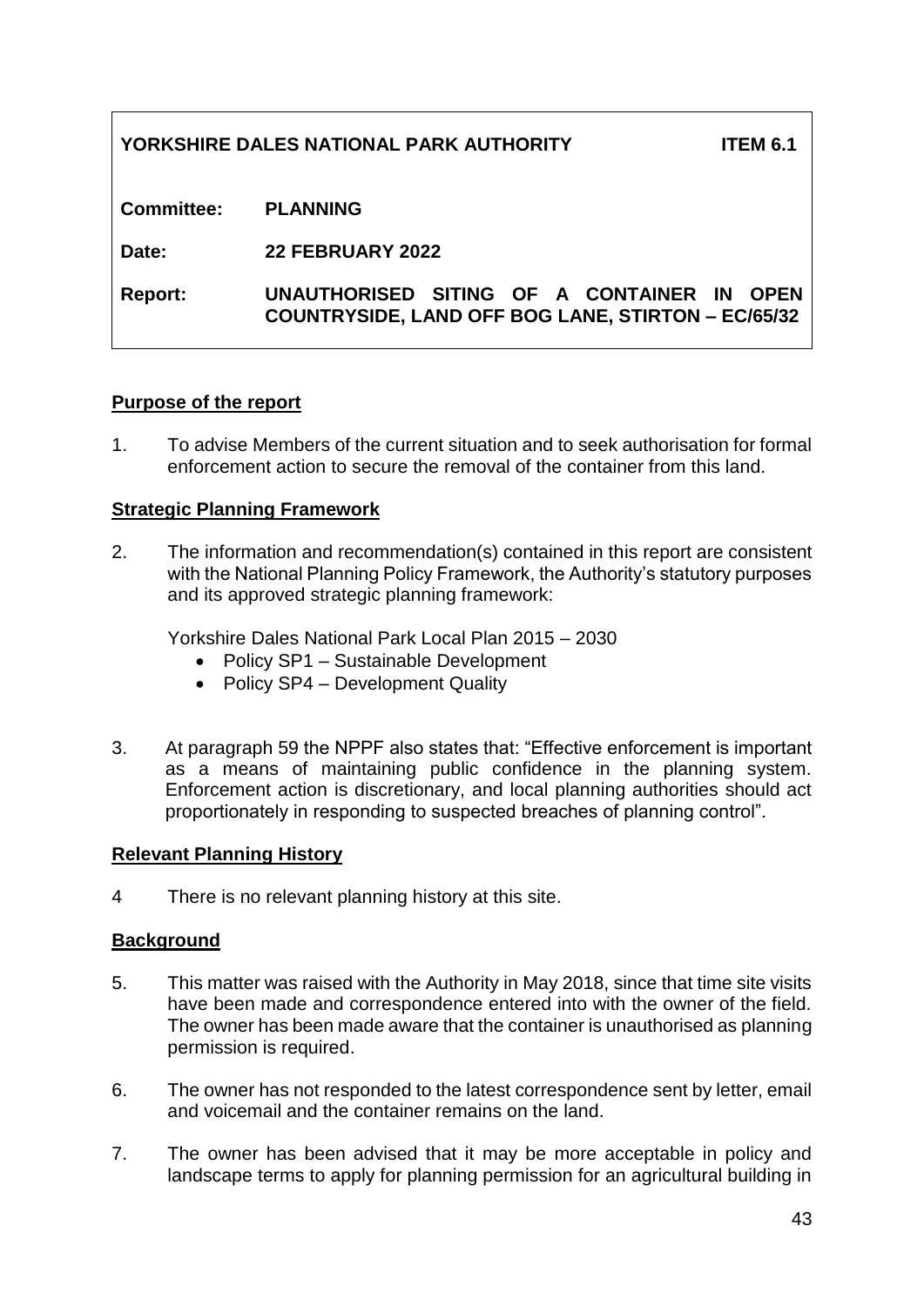| YORKSHIRE DALES NATIONAL PARK AUTHORITY | ITEM 6.1 |
|---|---|
| **Committee:** | **PLANNING** |
| **Date:** | **22 FEBRUARY 2022** |
| **Report:** | **UNAUTHORISED SITING OF A CONTAINER IN OPEN COUNTRYSIDE, LAND OFF BOG LANE, STIRTON – EC/65/32** |

## Purpose of the report

1. To advise Members of the current situation and to seek authorisation for formal enforcement action to secure the removal of the container from this land.

## Strategic Planning Framework

2. The information and recommendation(s) contained in this report are consistent with the National Planning Policy Framework, the Authority's statutory purposes and its approved strategic planning framework:

   Yorkshire Dales National Park Local Plan 2015 – 2030
   - Policy SP1 – Sustainable Development
   - Policy SP4 – Development Quality

3. At paragraph 59 the NPPF also states that: "Effective enforcement is important as a means of maintaining public confidence in the planning system. Enforcement action is discretionary, and local planning authorities should act proportionately in responding to suspected breaches of planning control".

## Relevant Planning History

4 There is no relevant planning history at this site.

## Background

5. This matter was raised with the Authority in May 2018, since that time site visits have been made and correspondence entered into with the owner of the field. The owner has been made aware that the container is unauthorised as planning permission is required.

6. The owner has not responded to the latest correspondence sent by letter, email and voicemail and the container remains on the land.

7. The owner has been advised that it may be more acceptable in policy and landscape terms to apply for planning permission for an agricultural building in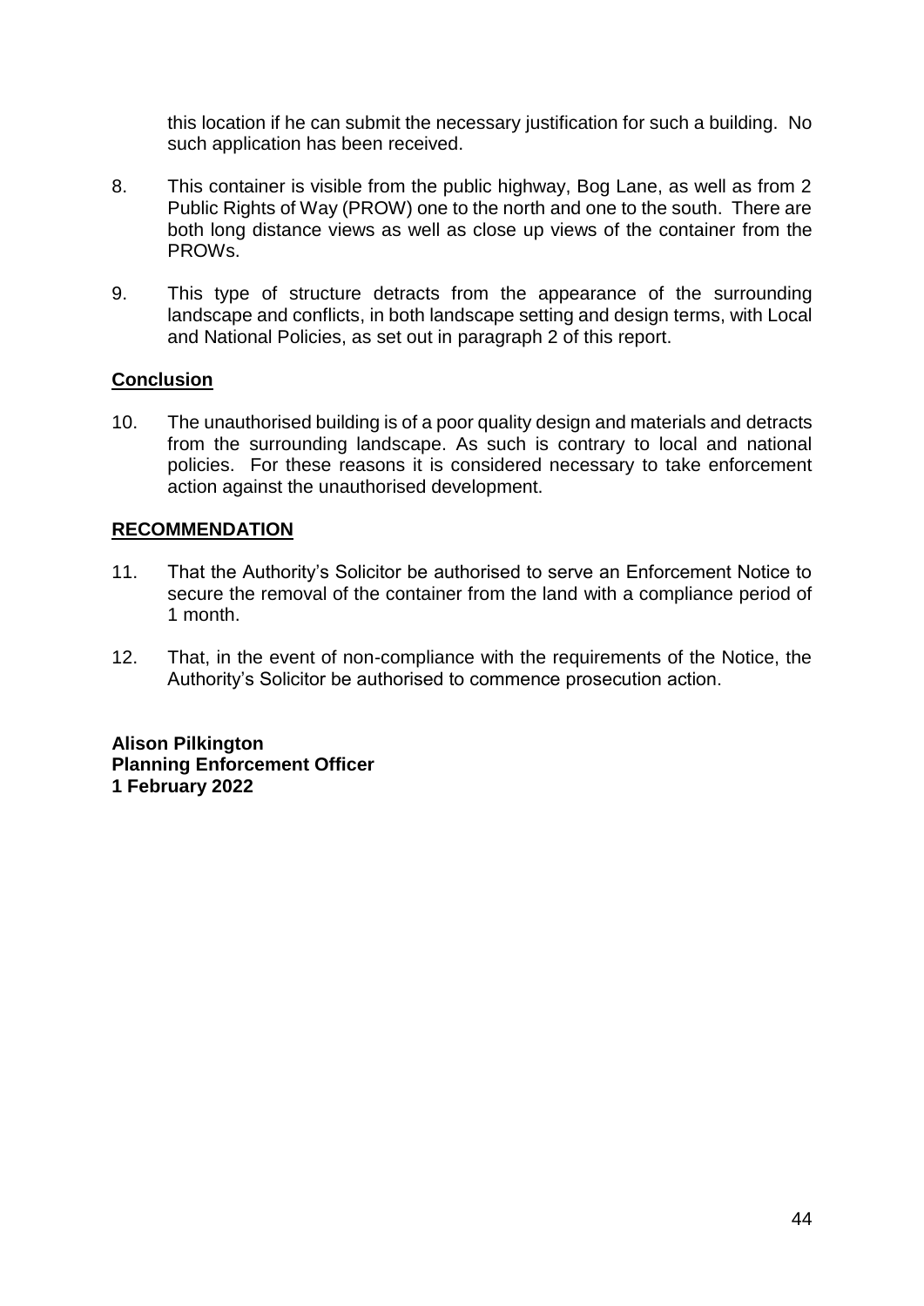this location if he can submit the necessary justification for such a building. No such application has been received.

8. This container is visible from the public highway, Bog Lane, as well as from 2 Public Rights of Way (PROW) one to the north and one to the south. There are both long distance views as well as close up views of the container from the PROWs.

9. This type of structure detracts from the appearance of the surrounding landscape and conflicts, in both landscape setting and design terms, with Local and National Policies, as set out in paragraph 2 of this report.

## Conclusion

10. The unauthorised building is of a poor quality design and materials and detracts from the surrounding landscape. As such is contrary to local and national policies. For these reasons it is considered necessary to take enforcement action against the unauthorised development.

## RECOMMENDATION

11. That the Authority's Solicitor be authorised to serve an Enforcement Notice to secure the removal of the container from the land with a compliance period of 1 month.

12. That, in the event of non-compliance with the requirements of the Notice, the Authority's Solicitor be authorised to commence prosecution action.

**Alison Pilkington**
**Planning Enforcement Officer**
**1 February 2022**